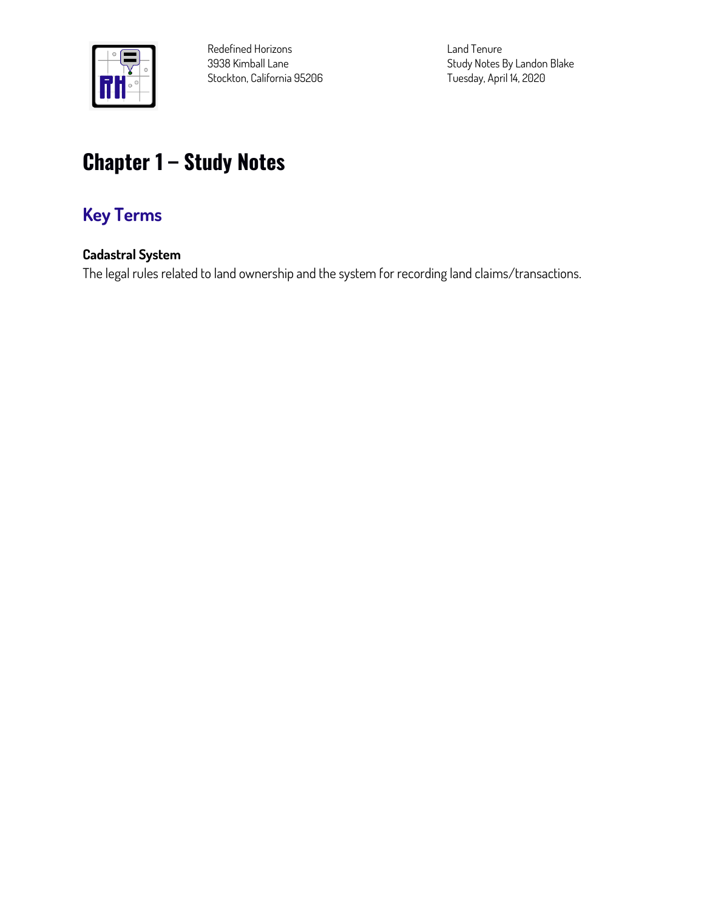Redefined Horizons
3938 Kimball Lane
Stockton, California 95206

Land Tenure
Study Notes By Landon Blake
Tuesday, April 14, 2020

# Chapter 1 – Study Notes

## Key Terms

### Cadastral System

The legal rules related to land ownership and the system for recording land claims/transactions.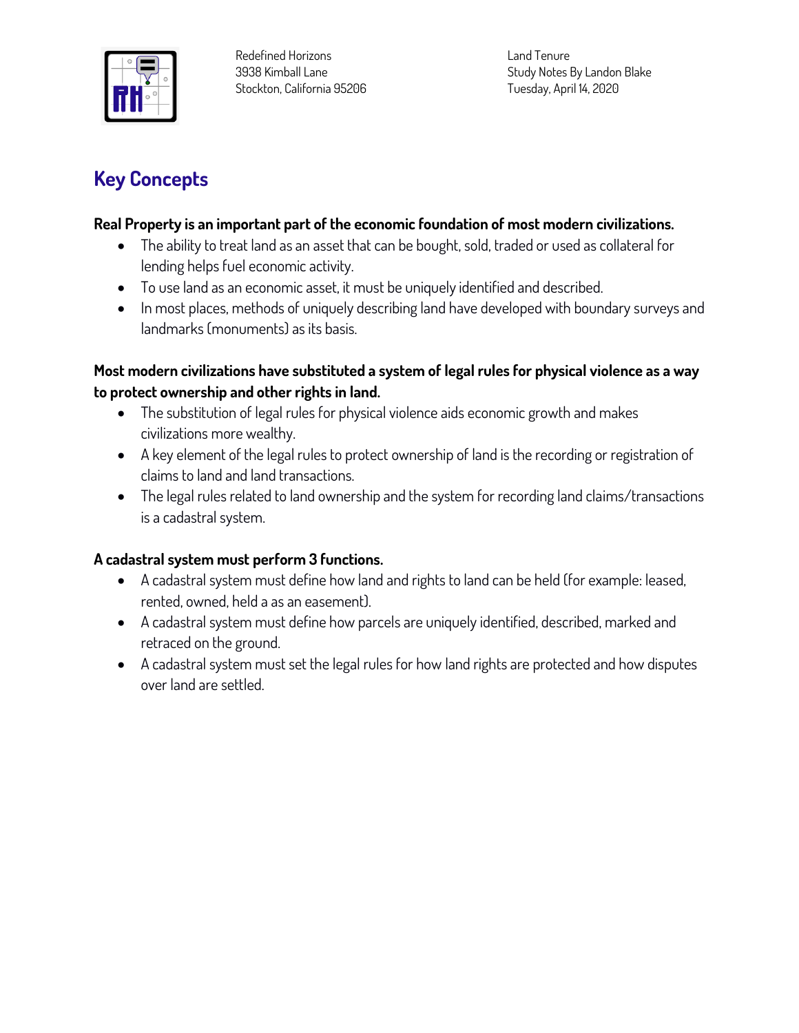Redefined Horizons
3938 Kimball Lane
Stockton, California 95206

Land Tenure
Study Notes By Landon Blake
Tuesday, April 14, 2020

## Key Concepts

**Real Property is an important part of the economic foundation of most modern civilizations.**

- The ability to treat land as an asset that can be bought, sold, traded or used as collateral for lending helps fuel economic activity.
- To use land as an economic asset, it must be uniquely identified and described.
- In most places, methods of uniquely describing land have developed with boundary surveys and landmarks (monuments) as its basis.

**Most modern civilizations have substituted a system of legal rules for physical violence as a way to protect ownership and other rights in land.**

- The substitution of legal rules for physical violence aids economic growth and makes civilizations more wealthy.
- A key element of the legal rules to protect ownership of land is the recording or registration of claims to land and land transactions.
- The legal rules related to land ownership and the system for recording land claims/transactions is a cadastral system.

**A cadastral system must perform 3 functions.**

- A cadastral system must define how land and rights to land can be held (for example: leased, rented, owned, held a as an easement).
- A cadastral system must define how parcels are uniquely identified, described, marked and retraced on the ground.
- A cadastral system must set the legal rules for how land rights are protected and how disputes over land are settled.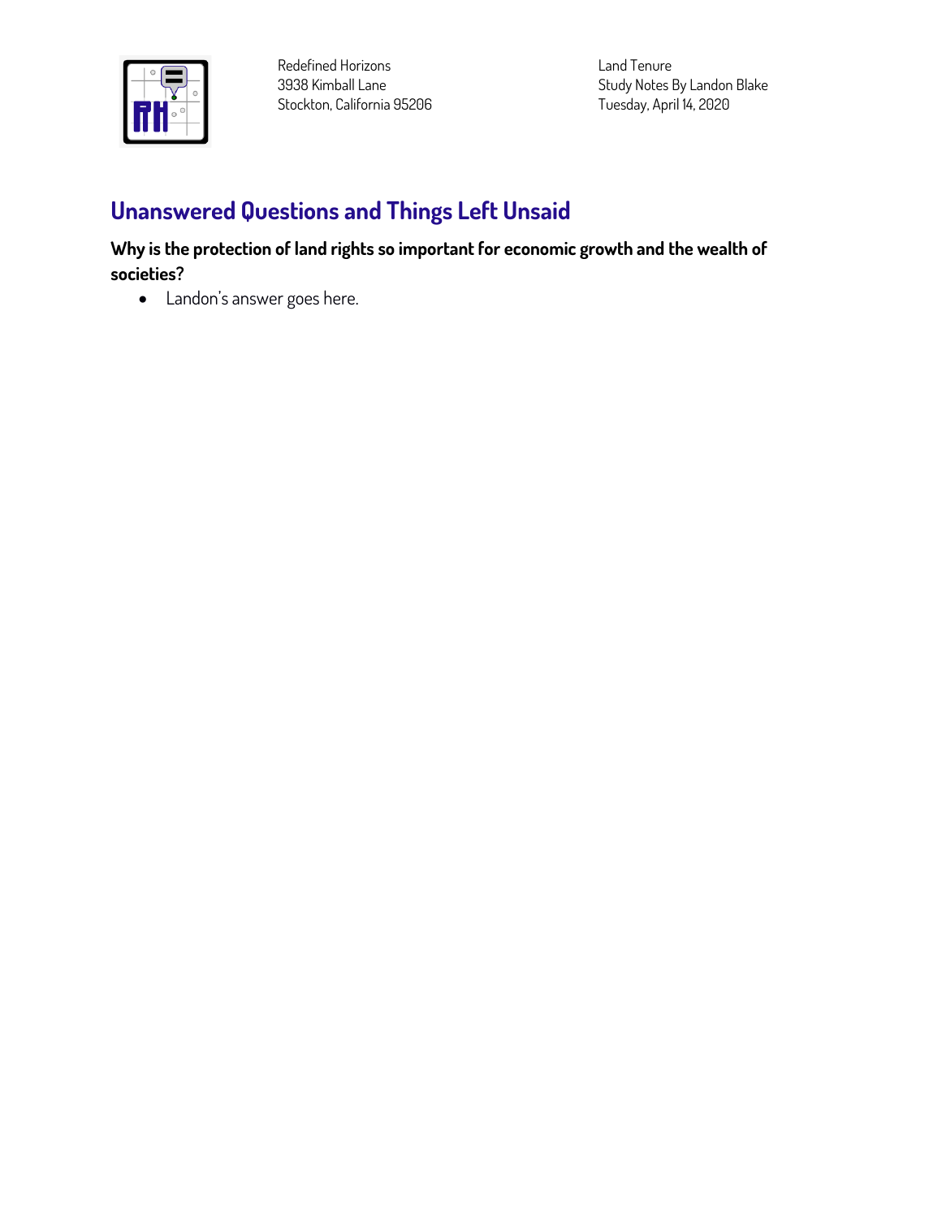Redefined Horizons
3938 Kimball Lane
Stockton, California 95206

Land Tenure
Study Notes By Landon Blake
Tuesday, April 14, 2020

## Unanswered Questions and Things Left Unsaid

**Why is the protection of land rights so important for economic growth and the wealth of societies?**

- Landon's answer goes here.